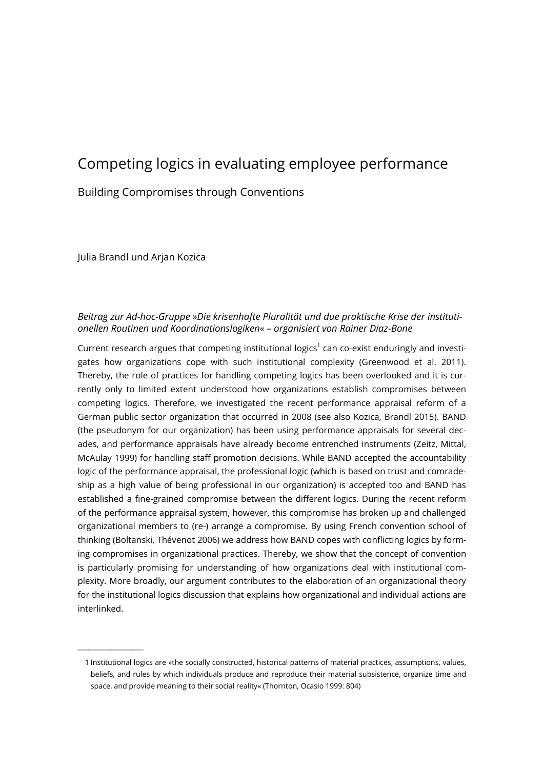# Competing logics in evaluating employee performance

## Building Compromises through Conventions

Julia Brandl und Arjan Kozica

*Beitrag zur Ad-hoc-Gruppe »Die krisenhafte Pluralität und due praktische Krise der institutionellen Routinen und Koordinationslogiken« – organisiert von Rainer Diaz-Bone*

Current research argues that competing institutional logics[1] can co-exist enduringly and investigates how organizations cope with such institutional complexity (Greenwood et al. 2011). Thereby, the role of practices for handling competing logics has been overlooked and it is currently only to limited extent understood how organizations establish compromises between competing logics. Therefore, we investigated the recent performance appraisal reform of a German public sector organization that occurred in 2008 (see also Kozica, Brandl 2015). BAND (the pseudonym for our organization) has been using performance appraisals for several decades, and performance appraisals have already become entrenched instruments (Zeitz, Mittal, McAulay 1999) for handling staff promotion decisions. While BAND accepted the accountability logic of the performance appraisal, the professional logic (which is based on trust and comradeship as a high value of being professional in our organization) is accepted too and BAND has established a fine-grained compromise between the different logics. During the recent reform of the performance appraisal system, however, this compromise has broken up and challenged organizational members to (re-) arrange a compromise. By using French convention school of thinking (Boltanski, Thévenot 2006) we address how BAND copes with conflicting logics by forming compromises in organizational practices. Thereby, we show that the concept of convention is particularly promising for understanding of how organizations deal with institutional complexity. More broadly, our argument contributes to the elaboration of an organizational theory for the institutional logics discussion that explains how organizational and individual actions are interlinked.

---

1 Institutional logics are »the socially constructed, historical patterns of material practices, assumptions, values, beliefs, and rules by which individuals produce and reproduce their material subsistence, organize time and space, and provide meaning to their social reality« (Thornton, Ocasio 1999: 804)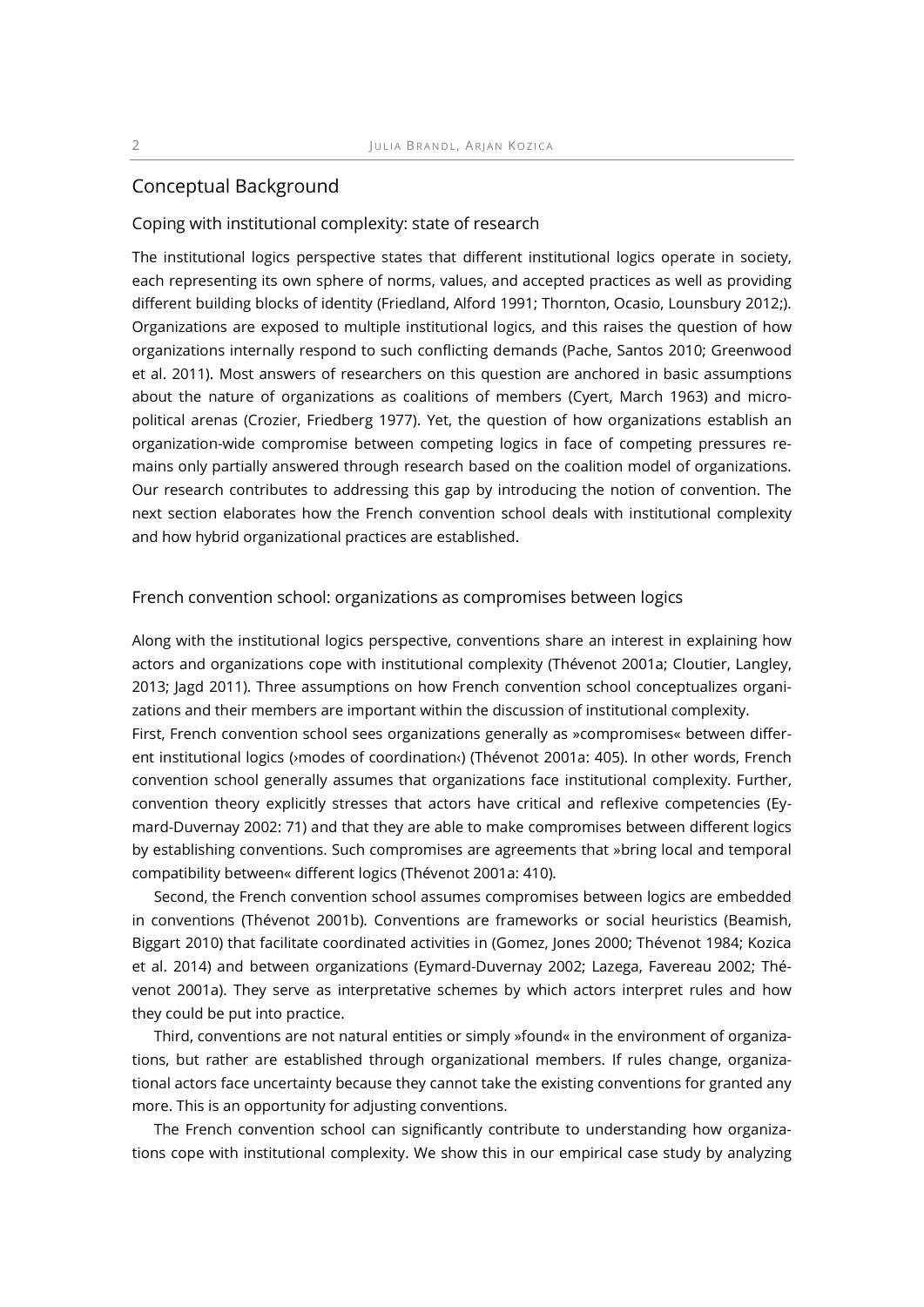## Conceptual Background

### Coping with institutional complexity: state of research

The institutional logics perspective states that different institutional logics operate in society, each representing its own sphere of norms, values, and accepted practices as well as providing different building blocks of identity (Friedland, Alford 1991; Thornton, Ocasio, Lounsbury 2012;). Organizations are exposed to multiple institutional logics, and this raises the question of how organizations internally respond to such conflicting demands (Pache, Santos 2010; Greenwood et al. 2011). Most answers of researchers on this question are anchored in basic assumptions about the nature of organizations as coalitions of members (Cyert, March 1963) and micro-political arenas (Crozier, Friedberg 1977). Yet, the question of how organizations establish an organization-wide compromise between competing logics in face of competing pressures remains only partially answered through research based on the coalition model of organizations. Our research contributes to addressing this gap by introducing the notion of convention. The next section elaborates how the French convention school deals with institutional complexity and how hybrid organizational practices are established.

### French convention school: organizations as compromises between logics

Along with the institutional logics perspective, conventions share an interest in explaining how actors and organizations cope with institutional complexity (Thévenot 2001a; Cloutier, Langley, 2013; Jagd 2011). Three assumptions on how French convention school conceptualizes organizations and their members are important within the discussion of institutional complexity.

First, French convention school sees organizations generally as »compromises« between different institutional logics (›modes of coordination‹) (Thévenot 2001a: 405). In other words, French convention school generally assumes that organizations face institutional complexity. Further, convention theory explicitly stresses that actors have critical and reflexive competencies (Eymard-Duvernay 2002: 71) and that they are able to make compromises between different logics by establishing conventions. Such compromises are agreements that »bring local and temporal compatibility between« different logics (Thévenot 2001a: 410).

Second, the French convention school assumes compromises between logics are embedded in conventions (Thévenot 2001b). Conventions are frameworks or social heuristics (Beamish, Biggart 2010) that facilitate coordinated activities in (Gomez, Jones 2000; Thévenot 1984; Kozica et al. 2014) and between organizations (Eymard-Duvernay 2002; Lazega, Favereau 2002; Thévenot 2001a). They serve as interpretative schemes by which actors interpret rules and how they could be put into practice.

Third, conventions are not natural entities or simply »found« in the environment of organizations, but rather are established through organizational members. If rules change, organizational actors face uncertainty because they cannot take the existing conventions for granted any more. This is an opportunity for adjusting conventions.

The French convention school can significantly contribute to understanding how organizations cope with institutional complexity. We show this in our empirical case study by analyzing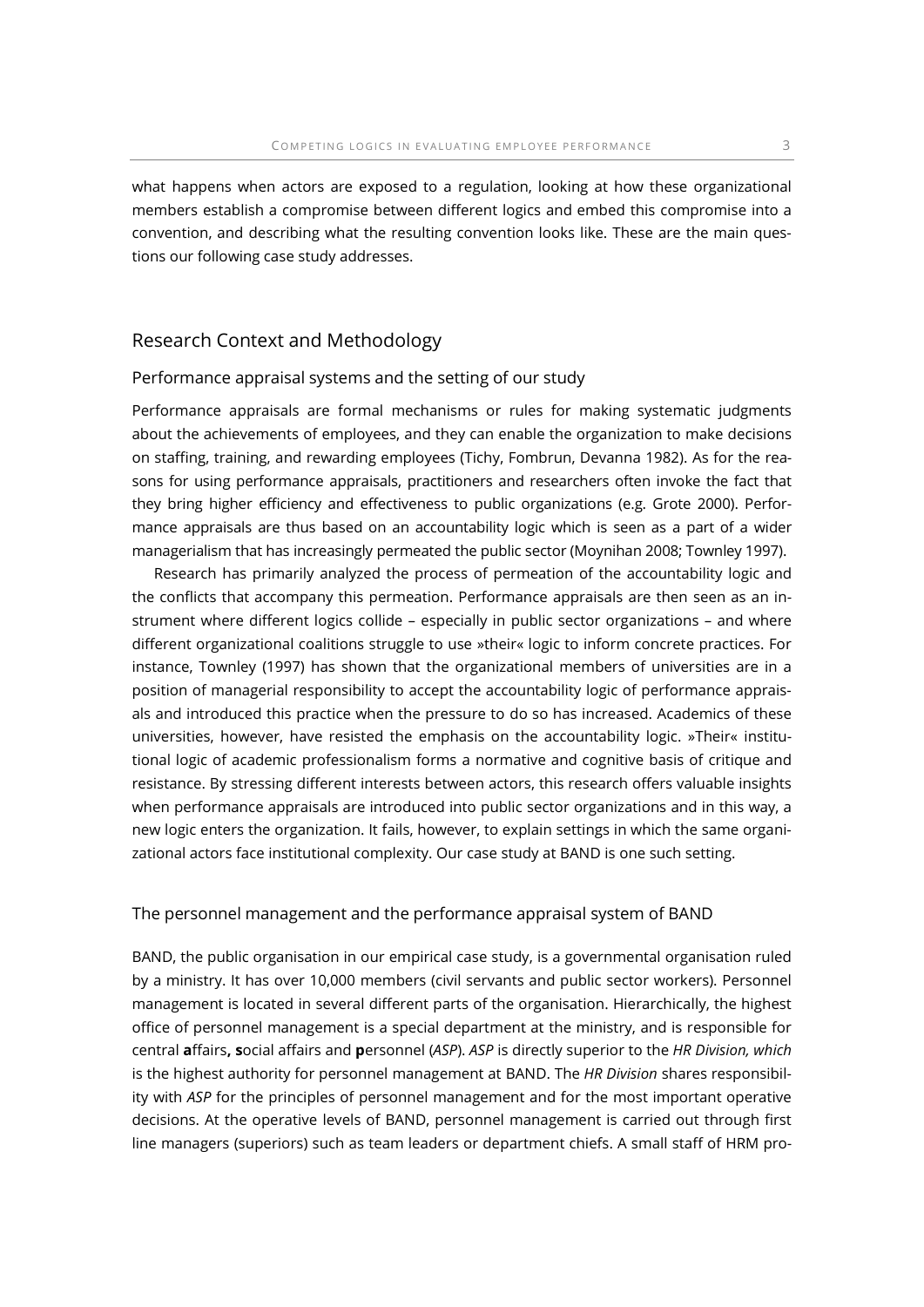what happens when actors are exposed to a regulation, looking at how these organizational members establish a compromise between different logics and embed this compromise into a convention, and describing what the resulting convention looks like. These are the main questions our following case study addresses.

## Research Context and Methodology

### Performance appraisal systems and the setting of our study

Performance appraisals are formal mechanisms or rules for making systematic judgments about the achievements of employees, and they can enable the organization to make decisions on staffing, training, and rewarding employees (Tichy, Fombrun, Devanna 1982). As for the reasons for using performance appraisals, practitioners and researchers often invoke the fact that they bring higher efficiency and effectiveness to public organizations (e.g. Grote 2000). Performance appraisals are thus based on an accountability logic which is seen as a part of a wider managerialism that has increasingly permeated the public sector (Moynihan 2008; Townley 1997).

Research has primarily analyzed the process of permeation of the accountability logic and the conflicts that accompany this permeation. Performance appraisals are then seen as an instrument where different logics collide – especially in public sector organizations – and where different organizational coalitions struggle to use »their« logic to inform concrete practices. For instance, Townley (1997) has shown that the organizational members of universities are in a position of managerial responsibility to accept the accountability logic of performance appraisals and introduced this practice when the pressure to do so has increased. Academics of these universities, however, have resisted the emphasis on the accountability logic. »Their« institutional logic of academic professionalism forms a normative and cognitive basis of critique and resistance. By stressing different interests between actors, this research offers valuable insights when performance appraisals are introduced into public sector organizations and in this way, a new logic enters the organization. It fails, however, to explain settings in which the same organizational actors face institutional complexity. Our case study at BAND is one such setting.

### The personnel management and the performance appraisal system of BAND

BAND, the public organisation in our empirical case study, is a governmental organisation ruled by a ministry. It has over 10,000 members (civil servants and public sector workers). Personnel management is located in several different parts of the organisation. Hierarchically, the highest office of personnel management is a special department at the ministry, and is responsible for central **a**ffairs**, s**ocial affairs and **p**ersonnel (*ASP*). *ASP* is directly superior to the *HR Division, which* is the highest authority for personnel management at BAND. The *HR Division* shares responsibility with *ASP* for the principles of personnel management and for the most important operative decisions. At the operative levels of BAND, personnel management is carried out through first line managers (superiors) such as team leaders or department chiefs. A small staff of HRM pro-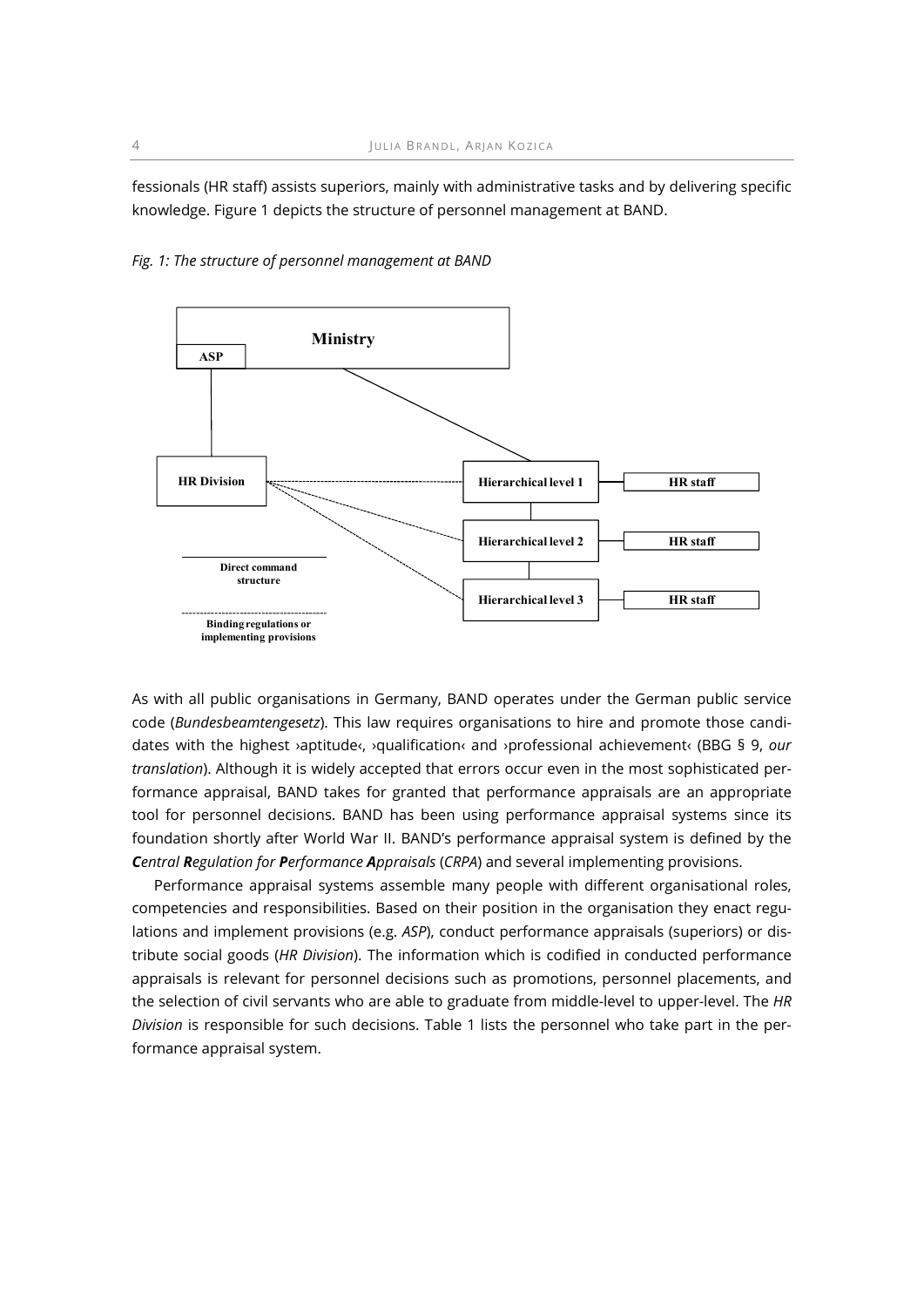fessionals (HR staff) assists superiors, mainly with administrative tasks and by delivering specific knowledge. Figure 1 depicts the structure of personnel management at BAND.

*Fig. 1: The structure of personnel management at BAND*

As with all public organisations in Germany, BAND operates under the German public service code (*Bundesbeamtengesetz*). This law requires organisations to hire and promote those candidates with the highest ›aptitude‹, ›qualification‹ and ›professional achievement‹ (BBG § 9, *our translation*). Although it is widely accepted that errors occur even in the most sophisticated performance appraisal, BAND takes for granted that performance appraisals are an appropriate tool for personnel decisions. BAND has been using performance appraisal systems since its foundation shortly after World War II. BAND's performance appraisal system is defined by the ***C**entral **R**egulation for **P**erformance **A**ppraisals* (*CRPA*) and several implementing provisions.

Performance appraisal systems assemble many people with different organisational roles, competencies and responsibilities. Based on their position in the organisation they enact regulations and implement provisions (e.g. *ASP*), conduct performance appraisals (superiors) or distribute social goods (*HR Division*). The information which is codified in conducted performance appraisals is relevant for personnel decisions such as promotions, personnel placements, and the selection of civil servants who are able to graduate from middle-level to upper-level. The *HR Division* is responsible for such decisions. Table 1 lists the personnel who take part in the performance appraisal system.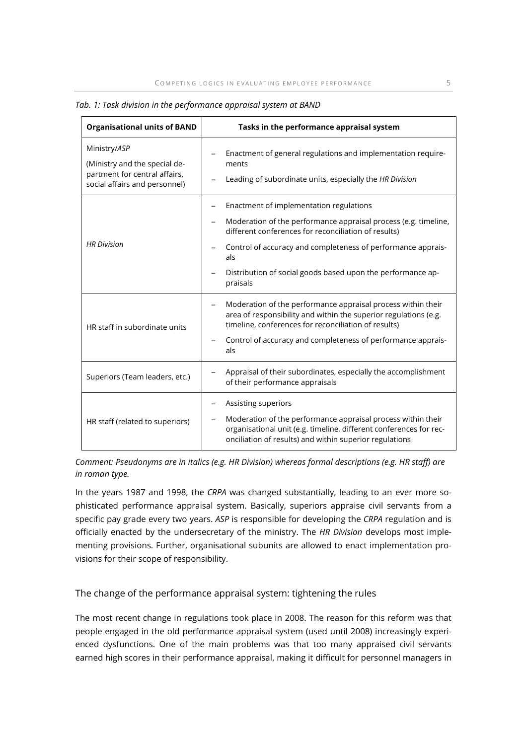*Tab. 1: Task division in the performance appraisal system at BAND*

| Organisational units of BAND | Tasks in the performance appraisal system |
| --- | --- |
| Ministry/*ASP* (Ministry and the special department for central affairs, social affairs and personnel) | – Enactment of general regulations and implementation requirements<br>– Leading of subordinate units, especially the *HR Division* |
| *HR Division* | – Enactment of implementation regulations<br>– Moderation of the performance appraisal process (e.g. timeline, different conferences for reconciliation of results)<br>– Control of accuracy and completeness of performance appraisals<br>– Distribution of social goods based upon the performance appraisals |
| HR staff in subordinate units | – Moderation of the performance appraisal process within their area of responsibility and within the superior regulations (e.g. timeline, conferences for reconciliation of results)<br>– Control of accuracy and completeness of performance appraisals |
| Superiors (Team leaders, etc.) | – Appraisal of their subordinates, especially the accomplishment of their performance appraisals |
| HR staff (related to superiors) | – Assisting superiors<br>– Moderation of the performance appraisal process within their organisational unit (e.g. timeline, different conferences for reconciliation of results) and within superior regulations |

*Comment: Pseudonyms are in italics (e.g. HR Division) whereas formal descriptions (e.g. HR staff) are in roman type.*

In the years 1987 and 1998, the *CRPA* was changed substantially, leading to an ever more sophisticated performance appraisal system. Basically, superiors appraise civil servants from a specific pay grade every two years. *ASP* is responsible for developing the *CRPA* regulation and is officially enacted by the undersecretary of the ministry. The *HR Division* develops most implementing provisions. Further, organisational subunits are allowed to enact implementation provisions for their scope of responsibility.

## The change of the performance appraisal system: tightening the rules

The most recent change in regulations took place in 2008. The reason for this reform was that people engaged in the old performance appraisal system (used until 2008) increasingly experienced dysfunctions. One of the main problems was that too many appraised civil servants earned high scores in their performance appraisal, making it difficult for personnel managers in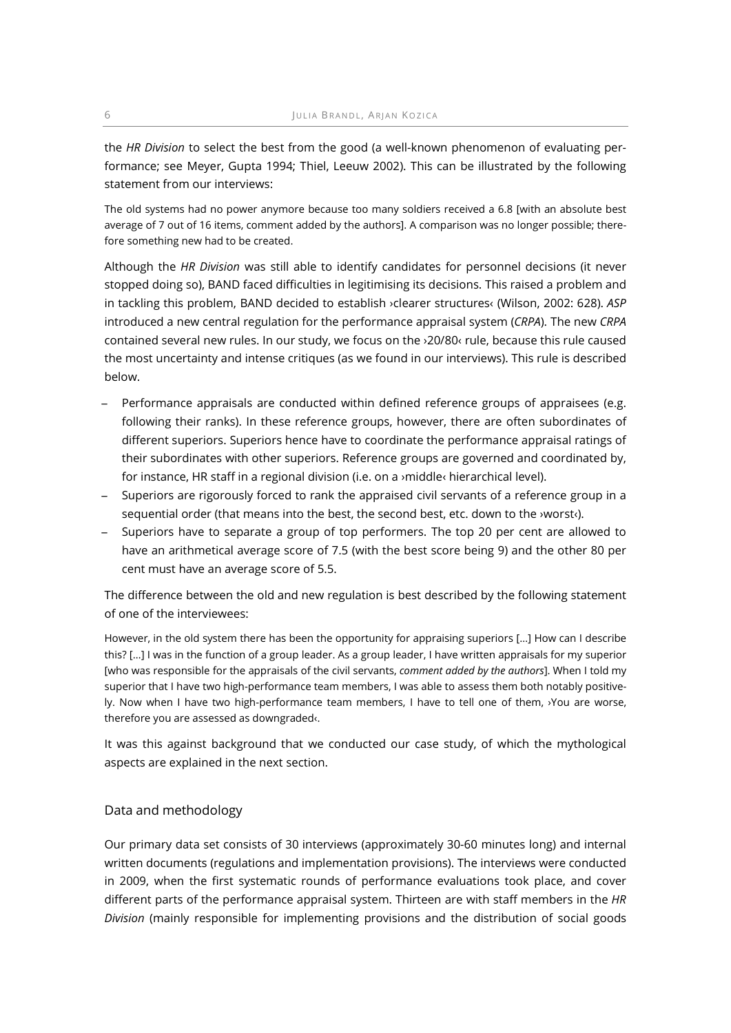the *HR Division* to select the best from the good (a well-known phenomenon of evaluating performance; see Meyer, Gupta 1994; Thiel, Leeuw 2002). This can be illustrated by the following statement from our interviews:

> The old systems had no power anymore because too many soldiers received a 6.8 [with an absolute best average of 7 out of 16 items, comment added by the authors]. A comparison was no longer possible; therefore something new had to be created.

Although the *HR Division* was still able to identify candidates for personnel decisions (it never stopped doing so), BAND faced difficulties in legitimising its decisions. This raised a problem and in tackling this problem, BAND decided to establish ›clearer structures‹ (Wilson, 2002: 628). *ASP* introduced a new central regulation for the performance appraisal system (*CRPA*). The new *CRPA* contained several new rules. In our study, we focus on the ›20/80‹ rule, because this rule caused the most uncertainty and intense critiques (as we found in our interviews). This rule is described below.

- Performance appraisals are conducted within defined reference groups of appraisees (e.g. following their ranks). In these reference groups, however, there are often subordinates of different superiors. Superiors hence have to coordinate the performance appraisal ratings of their subordinates with other superiors. Reference groups are governed and coordinated by, for instance, HR staff in a regional division (i.e. on a ›middle‹ hierarchical level).
- Superiors are rigorously forced to rank the appraised civil servants of a reference group in a sequential order (that means into the best, the second best, etc. down to the ›worst‹).
- Superiors have to separate a group of top performers. The top 20 per cent are allowed to have an arithmetical average score of 7.5 (with the best score being 9) and the other 80 per cent must have an average score of 5.5.

The difference between the old and new regulation is best described by the following statement of one of the interviewees:

> However, in the old system there has been the opportunity for appraising superiors [...] How can I describe this? [...] I was in the function of a group leader. As a group leader, I have written appraisals for my superior [who was responsible for the appraisals of the civil servants, *comment added by the authors*]. When I told my superior that I have two high-performance team members, I was able to assess them both notably positively. Now when I have two high-performance team members, I have to tell one of them, ›You are worse, therefore you are assessed as downgraded‹.

It was this against background that we conducted our case study, of which the mythological aspects are explained in the next section.

## Data and methodology

Our primary data set consists of 30 interviews (approximately 30-60 minutes long) and internal written documents (regulations and implementation provisions). The interviews were conducted in 2009, when the first systematic rounds of performance evaluations took place, and cover different parts of the performance appraisal system. Thirteen are with staff members in the *HR Division* (mainly responsible for implementing provisions and the distribution of social goods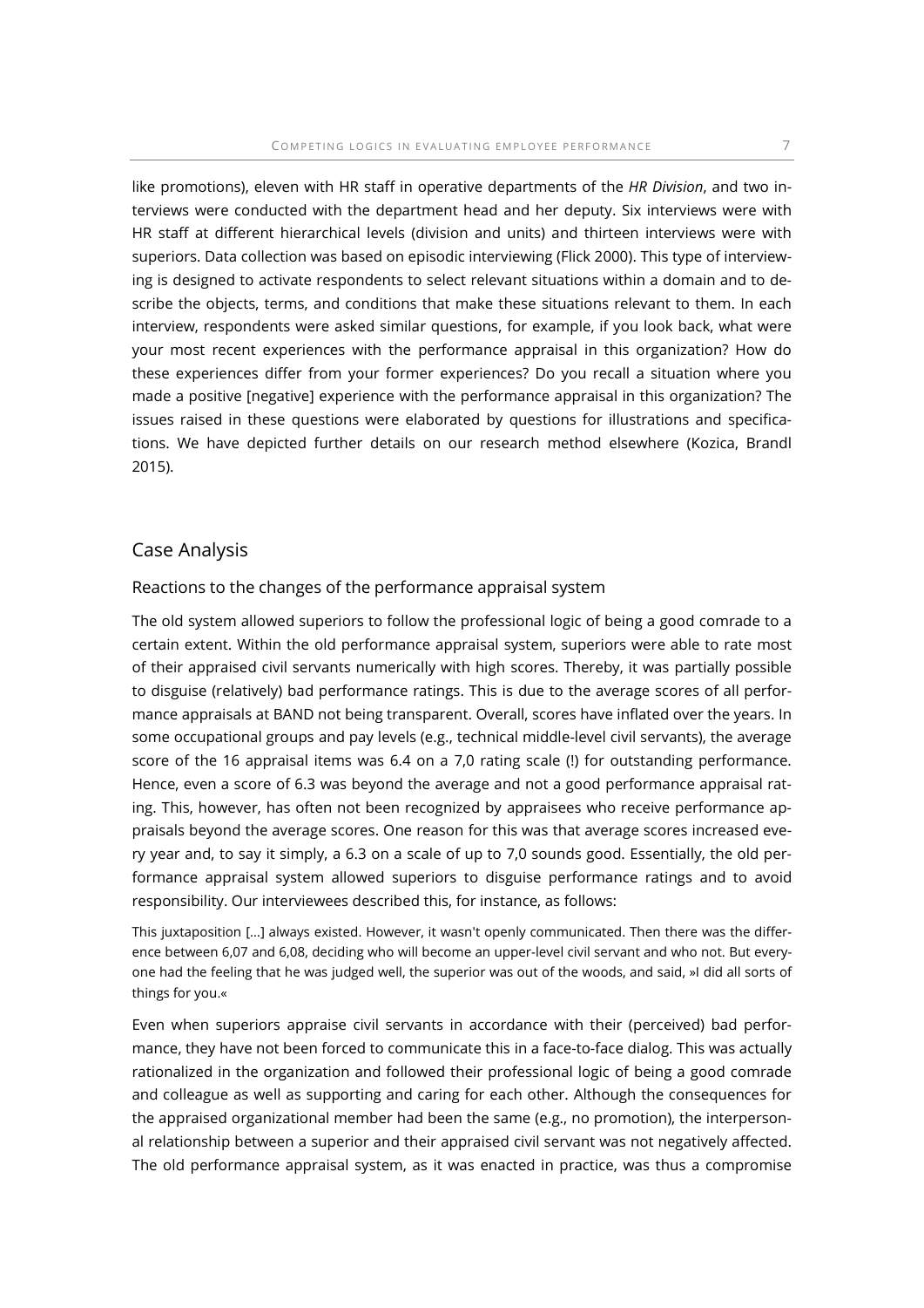like promotions), eleven with HR staff in operative departments of the *HR Division*, and two interviews were conducted with the department head and her deputy. Six interviews were with HR staff at different hierarchical levels (division and units) and thirteen interviews were with superiors. Data collection was based on episodic interviewing (Flick 2000). This type of interviewing is designed to activate respondents to select relevant situations within a domain and to describe the objects, terms, and conditions that make these situations relevant to them. In each interview, respondents were asked similar questions, for example, if you look back, what were your most recent experiences with the performance appraisal in this organization? How do these experiences differ from your former experiences? Do you recall a situation where you made a positive [negative] experience with the performance appraisal in this organization? The issues raised in these questions were elaborated by questions for illustrations and specifications. We have depicted further details on our research method elsewhere (Kozica, Brandl 2015).

## Case Analysis

### Reactions to the changes of the performance appraisal system

The old system allowed superiors to follow the professional logic of being a good comrade to a certain extent. Within the old performance appraisal system, superiors were able to rate most of their appraised civil servants numerically with high scores. Thereby, it was partially possible to disguise (relatively) bad performance ratings. This is due to the average scores of all performance appraisals at BAND not being transparent. Overall, scores have inflated over the years. In some occupational groups and pay levels (e.g., technical middle-level civil servants), the average score of the 16 appraisal items was 6.4 on a 7,0 rating scale (!) for outstanding performance. Hence, even a score of 6.3 was beyond the average and not a good performance appraisal rating. This, however, has often not been recognized by appraisees who receive performance appraisals beyond the average scores. One reason for this was that average scores increased every year and, to say it simply, a 6.3 on a scale of up to 7,0 sounds good. Essentially, the old performance appraisal system allowed superiors to disguise performance ratings and to avoid responsibility. Our interviewees described this, for instance, as follows:

> This juxtaposition [...] always existed. However, it wasn't openly communicated. Then there was the difference between 6,07 and 6,08, deciding who will become an upper-level civil servant and who not. But everyone had the feeling that he was judged well, the superior was out of the woods, and said, »I did all sorts of things for you.«

Even when superiors appraise civil servants in accordance with their (perceived) bad performance, they have not been forced to communicate this in a face-to-face dialog. This was actually rationalized in the organization and followed their professional logic of being a good comrade and colleague as well as supporting and caring for each other. Although the consequences for the appraised organizational member had been the same (e.g., no promotion), the interpersonal relationship between a superior and their appraised civil servant was not negatively affected. The old performance appraisal system, as it was enacted in practice, was thus a compromise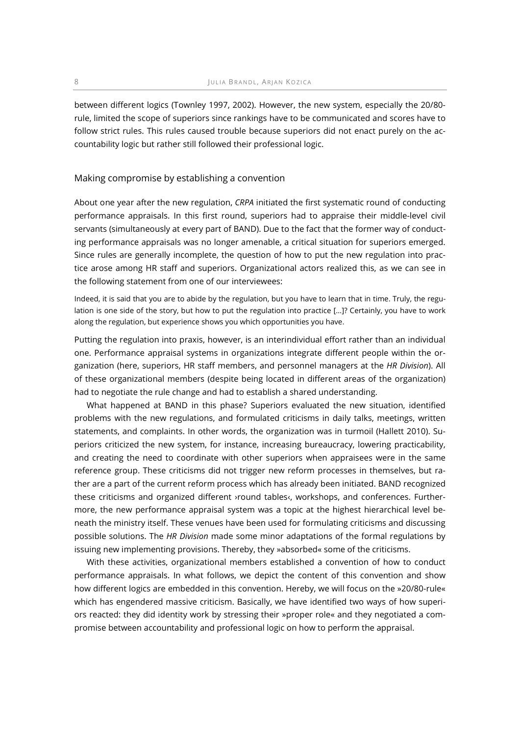between different logics (Townley 1997, 2002). However, the new system, especially the 20/80-rule, limited the scope of superiors since rankings have to be communicated and scores have to follow strict rules. This rules caused trouble because superiors did not enact purely on the accountability logic but rather still followed their professional logic.

## Making compromise by establishing a convention

About one year after the new regulation, *CRPA* initiated the first systematic round of conducting performance appraisals. In this first round, superiors had to appraise their middle-level civil servants (simultaneously at every part of BAND). Due to the fact that the former way of conducting performance appraisals was no longer amenable, a critical situation for superiors emerged. Since rules are generally incomplete, the question of how to put the new regulation into practice arose among HR staff and superiors. Organizational actors realized this, as we can see in the following statement from one of our interviewees:

> Indeed, it is said that you are to abide by the regulation, but you have to learn that in time. Truly, the regulation is one side of the story, but how to put the regulation into practice […]? Certainly, you have to work along the regulation, but experience shows you which opportunities you have.

Putting the regulation into praxis, however, is an interindividual effort rather than an individual one. Performance appraisal systems in organizations integrate different people within the organization (here, superiors, HR staff members, and personnel managers at the *HR Division*). All of these organizational members (despite being located in different areas of the organization) had to negotiate the rule change and had to establish a shared understanding.

What happened at BAND in this phase? Superiors evaluated the new situation, identified problems with the new regulations, and formulated criticisms in daily talks, meetings, written statements, and complaints. In other words, the organization was in turmoil (Hallett 2010). Superiors criticized the new system, for instance, increasing bureaucracy, lowering practicability, and creating the need to coordinate with other superiors when appraisees were in the same reference group. These criticisms did not trigger new reform processes in themselves, but rather are a part of the current reform process which has already been initiated. BAND recognized these criticisms and organized different ›round tables‹, workshops, and conferences. Furthermore, the new performance appraisal system was a topic at the highest hierarchical level beneath the ministry itself. These venues have been used for formulating criticisms and discussing possible solutions. The *HR Division* made some minor adaptations of the formal regulations by issuing new implementing provisions. Thereby, they »absorbed« some of the criticisms.

With these activities, organizational members established a convention of how to conduct performance appraisals. In what follows, we depict the content of this convention and show how different logics are embedded in this convention. Hereby, we will focus on the »20/80-rule« which has engendered massive criticism. Basically, we have identified two ways of how superiors reacted: they did identity work by stressing their »proper role« and they negotiated a compromise between accountability and professional logic on how to perform the appraisal.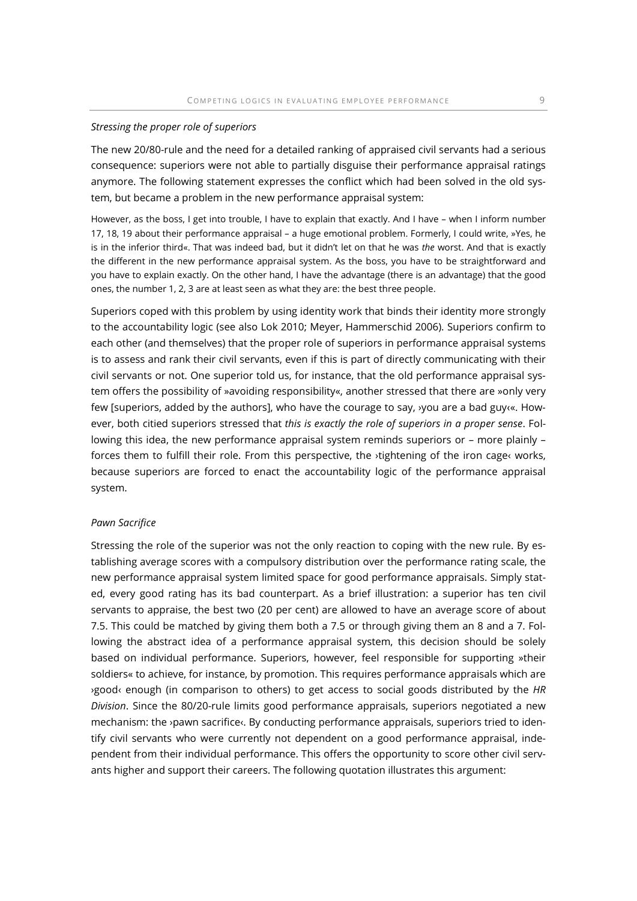*Stressing the proper role of superiors*

The new 20/80-rule and the need for a detailed ranking of appraised civil servants had a serious consequence: superiors were not able to partially disguise their performance appraisal ratings anymore. The following statement expresses the conflict which had been solved in the old system, but became a problem in the new performance appraisal system:

> However, as the boss, I get into trouble, I have to explain that exactly. And I have – when I inform number 17, 18, 19 about their performance appraisal – a huge emotional problem. Formerly, I could write, »Yes, he is in the inferior third«. That was indeed bad, but it didn't let on that he was *the* worst. And that is exactly the different in the new performance appraisal system. As the boss, you have to be straightforward and you have to explain exactly. On the other hand, I have the advantage (there is an advantage) that the good ones, the number 1, 2, 3 are at least seen as what they are: the best three people.

Superiors coped with this problem by using identity work that binds their identity more strongly to the accountability logic (see also Lok 2010; Meyer, Hammerschid 2006). Superiors confirm to each other (and themselves) that the proper role of superiors in performance appraisal systems is to assess and rank their civil servants, even if this is part of directly communicating with their civil servants or not. One superior told us, for instance, that the old performance appraisal system offers the possibility of »avoiding responsibility«, another stressed that there are »only very few [superiors, added by the authors], who have the courage to say, ›you are a bad guy‹«. However, both cited superiors stressed that *this is exactly the role of superiors in a proper sense*. Following this idea, the new performance appraisal system reminds superiors or – more plainly – forces them to fulfill their role. From this perspective, the ›tightening of the iron cage‹ works, because superiors are forced to enact the accountability logic of the performance appraisal system.

*Pawn Sacrifice*

Stressing the role of the superior was not the only reaction to coping with the new rule. By establishing average scores with a compulsory distribution over the performance rating scale, the new performance appraisal system limited space for good performance appraisals. Simply stated, every good rating has its bad counterpart. As a brief illustration: a superior has ten civil servants to appraise, the best two (20 per cent) are allowed to have an average score of about 7.5. This could be matched by giving them both a 7.5 or through giving them an 8 and a 7. Following the abstract idea of a performance appraisal system, this decision should be solely based on individual performance. Superiors, however, feel responsible for supporting »their soldiers« to achieve, for instance, by promotion. This requires performance appraisals which are ›good‹ enough (in comparison to others) to get access to social goods distributed by the *HR Division*. Since the 80/20-rule limits good performance appraisals, superiors negotiated a new mechanism: the ›pawn sacrifice‹. By conducting performance appraisals, superiors tried to identify civil servants who were currently not dependent on a good performance appraisal, independent from their individual performance. This offers the opportunity to score other civil servants higher and support their careers. The following quotation illustrates this argument: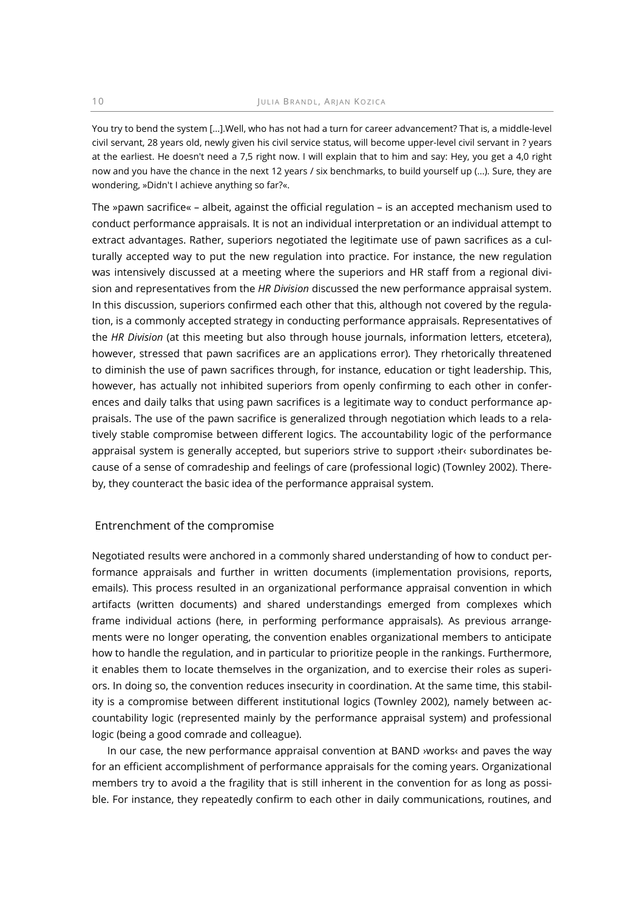You try to bend the system [...].Well, who has not had a turn for career advancement? That is, a middle-level civil servant, 28 years old, newly given his civil service status, will become upper-level civil servant in ? years at the earliest. He doesn't need a 7,5 right now. I will explain that to him and say: Hey, you get a 4,0 right now and you have the chance in the next 12 years / six benchmarks, to build yourself up (...). Sure, they are wondering, »Didn't I achieve anything so far?«.

The »pawn sacrifice« – albeit, against the official regulation – is an accepted mechanism used to conduct performance appraisals. It is not an individual interpretation or an individual attempt to extract advantages. Rather, superiors negotiated the legitimate use of pawn sacrifices as a culturally accepted way to put the new regulation into practice. For instance, the new regulation was intensively discussed at a meeting where the superiors and HR staff from a regional division and representatives from the *HR Division* discussed the new performance appraisal system. In this discussion, superiors confirmed each other that this, although not covered by the regulation, is a commonly accepted strategy in conducting performance appraisals. Representatives of the *HR Division* (at this meeting but also through house journals, information letters, etcetera), however, stressed that pawn sacrifices are an applications error). They rhetorically threatened to diminish the use of pawn sacrifices through, for instance, education or tight leadership. This, however, has actually not inhibited superiors from openly confirming to each other in conferences and daily talks that using pawn sacrifices is a legitimate way to conduct performance appraisals. The use of the pawn sacrifice is generalized through negotiation which leads to a relatively stable compromise between different logics. The accountability logic of the performance appraisal system is generally accepted, but superiors strive to support ›their‹ subordinates because of a sense of comradeship and feelings of care (professional logic) (Townley 2002). Thereby, they counteract the basic idea of the performance appraisal system.

## Entrenchment of the compromise

Negotiated results were anchored in a commonly shared understanding of how to conduct performance appraisals and further in written documents (implementation provisions, reports, emails). This process resulted in an organizational performance appraisal convention in which artifacts (written documents) and shared understandings emerged from complexes which frame individual actions (here, in performing performance appraisals). As previous arrangements were no longer operating, the convention enables organizational members to anticipate how to handle the regulation, and in particular to prioritize people in the rankings. Furthermore, it enables them to locate themselves in the organization, and to exercise their roles as superiors. In doing so, the convention reduces insecurity in coordination. At the same time, this stability is a compromise between different institutional logics (Townley 2002), namely between accountability logic (represented mainly by the performance appraisal system) and professional logic (being a good comrade and colleague).

In our case, the new performance appraisal convention at BAND ›works‹ and paves the way for an efficient accomplishment of performance appraisals for the coming years. Organizational members try to avoid a the fragility that is still inherent in the convention for as long as possible. For instance, they repeatedly confirm to each other in daily communications, routines, and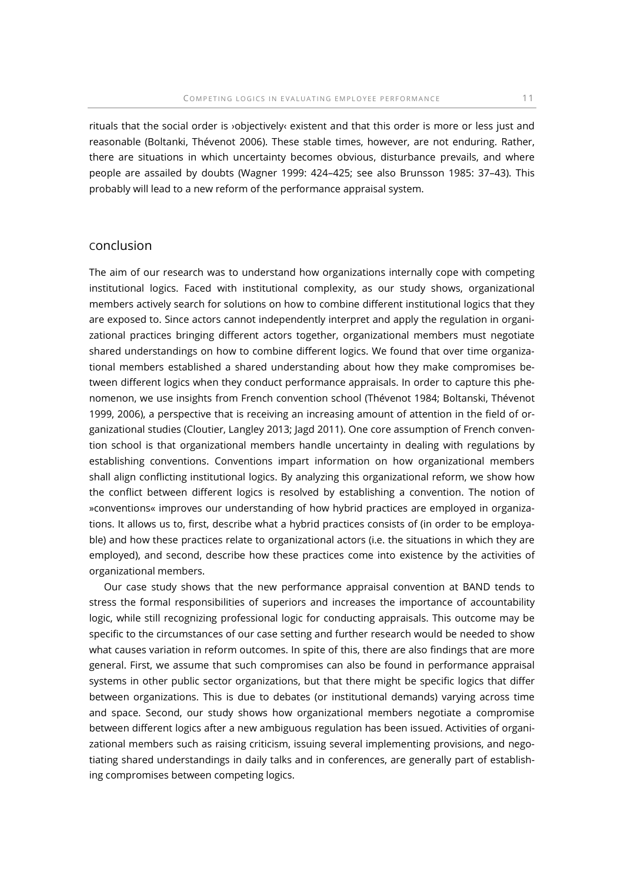rituals that the social order is ›objectively‹ existent and that this order is more or less just and reasonable (Boltanki, Thévenot 2006). These stable times, however, are not enduring. Rather, there are situations in which uncertainty becomes obvious, disturbance prevails, and where people are assailed by doubts (Wagner 1999: 424–425; see also Brunsson 1985: 37–43). This probably will lead to a new reform of the performance appraisal system.

## Conclusion

The aim of our research was to understand how organizations internally cope with competing institutional logics. Faced with institutional complexity, as our study shows, organizational members actively search for solutions on how to combine different institutional logics that they are exposed to. Since actors cannot independently interpret and apply the regulation in organizational practices bringing different actors together, organizational members must negotiate shared understandings on how to combine different logics. We found that over time organizational members established a shared understanding about how they make compromises between different logics when they conduct performance appraisals. In order to capture this phenomenon, we use insights from French convention school (Thévenot 1984; Boltanski, Thévenot 1999, 2006), a perspective that is receiving an increasing amount of attention in the field of organizational studies (Cloutier, Langley 2013; Jagd 2011). One core assumption of French convention school is that organizational members handle uncertainty in dealing with regulations by establishing conventions. Conventions impart information on how organizational members shall align conflicting institutional logics. By analyzing this organizational reform, we show how the conflict between different logics is resolved by establishing a convention. The notion of »conventions« improves our understanding of how hybrid practices are employed in organizations. It allows us to, first, describe what a hybrid practices consists of (in order to be employable) and how these practices relate to organizational actors (i.e. the situations in which they are employed), and second, describe how these practices come into existence by the activities of organizational members.

Our case study shows that the new performance appraisal convention at BAND tends to stress the formal responsibilities of superiors and increases the importance of accountability logic, while still recognizing professional logic for conducting appraisals. This outcome may be specific to the circumstances of our case setting and further research would be needed to show what causes variation in reform outcomes. In spite of this, there are also findings that are more general. First, we assume that such compromises can also be found in performance appraisal systems in other public sector organizations, but that there might be specific logics that differ between organizations. This is due to debates (or institutional demands) varying across time and space. Second, our study shows how organizational members negotiate a compromise between different logics after a new ambiguous regulation has been issued. Activities of organizational members such as raising criticism, issuing several implementing provisions, and negotiating shared understandings in daily talks and in conferences, are generally part of establishing compromises between competing logics.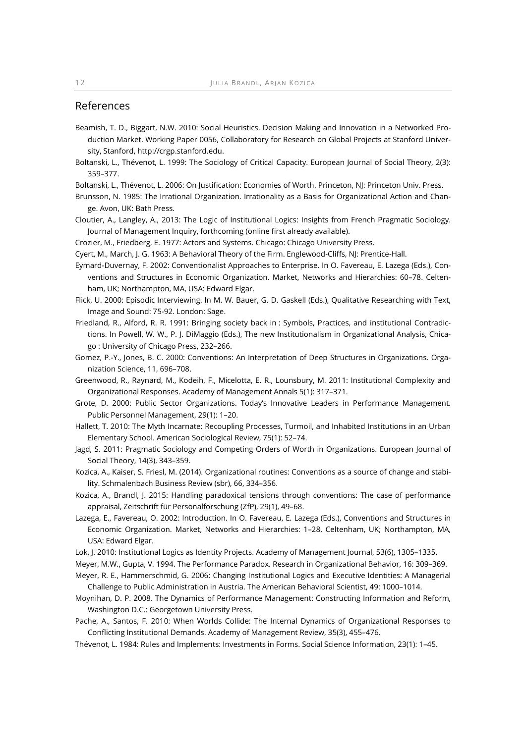## References

Beamish, T. D., Biggart, N.W. 2010: Social Heuristics. Decision Making and Innovation in a Networked Production Market. Working Paper 0056, Collaboratory for Research on Global Projects at Stanford University, Stanford, http://crgp.stanford.edu.

Boltanski, L., Thévenot, L. 1999: The Sociology of Critical Capacity. European Journal of Social Theory, 2(3): 359–377.

Boltanski, L., Thévenot, L. 2006: On Justification: Economies of Worth. Princeton, NJ: Princeton Univ. Press.

Brunsson, N. 1985: The Irrational Organization. Irrationality as a Basis for Organizational Action and Change. Avon, UK: Bath Press.

Cloutier, A., Langley, A., 2013: The Logic of Institutional Logics: Insights from French Pragmatic Sociology. Journal of Management Inquiry, forthcoming (online first already available).

Crozier, M., Friedberg, E. 1977: Actors and Systems. Chicago: Chicago University Press.

Cyert, M., March, J. G. 1963: A Behavioral Theory of the Firm. Englewood-Cliffs, NJ: Prentice-Hall.

Eymard-Duvernay, F. 2002: Conventionalist Approaches to Enterprise. In O. Favereau, E. Lazega (Eds.), Conventions and Structures in Economic Organization. Market, Networks and Hierarchies: 60–78. Celtenham, UK; Northampton, MA, USA: Edward Elgar.

Flick, U. 2000: Episodic Interviewing. In M. W. Bauer, G. D. Gaskell (Eds.), Qualitative Researching with Text, Image and Sound: 75-92. London: Sage.

Friedland, R., Alford, R. R. 1991: Bringing society back in : Symbols, Practices, and institutional Contradictions. In Powell, W. W., P. J. DiMaggio (Eds.), The new Institutionalism in Organizational Analysis, Chicago : University of Chicago Press, 232–266.

Gomez, P.-Y., Jones, B. C. 2000: Conventions: An Interpretation of Deep Structures in Organizations. Organization Science, 11, 696–708.

Greenwood, R., Raynard, M., Kodeih, F., Micelotta, E. R., Lounsbury, M. 2011: Institutional Complexity and Organizational Responses. Academy of Management Annals 5(1): 317–371.

Grote, D. 2000: Public Sector Organizations. Today's Innovative Leaders in Performance Management. Public Personnel Management, 29(1): 1–20.

Hallett, T. 2010: The Myth Incarnate: Recoupling Processes, Turmoil, and Inhabited Institutions in an Urban Elementary School. American Sociological Review, 75(1): 52–74.

Jagd, S. 2011: Pragmatic Sociology and Competing Orders of Worth in Organizations. European Journal of Social Theory, 14(3), 343–359.

Kozica, A., Kaiser, S. Friesl, M. (2014). Organizational routines: Conventions as a source of change and stability. Schmalenbach Business Review (sbr), 66, 334–356.

Kozica, A., Brandl, J. 2015: Handling paradoxical tensions through conventions: The case of performance appraisal, Zeitschrift für Personalforschung (ZfP), 29(1), 49–68.

Lazega, E., Favereau, O. 2002: Introduction. In O. Favereau, E. Lazega (Eds.), Conventions and Structures in Economic Organization. Market, Networks and Hierarchies: 1–28. Celtenham, UK; Northampton, MA, USA: Edward Elgar.

Lok, J. 2010: Institutional Logics as Identity Projects. Academy of Management Journal, 53(6), 1305–1335.

Meyer, M.W., Gupta, V. 1994. The Performance Paradox. Research in Organizational Behavior, 16: 309–369.

Meyer, R. E., Hammerschmid, G. 2006: Changing Institutional Logics and Executive Identities: A Managerial Challenge to Public Administration in Austria. The American Behavioral Scientist, 49: 1000–1014.

Moynihan, D. P. 2008. The Dynamics of Performance Management: Constructing Information and Reform, Washington D.C.: Georgetown University Press.

Pache, A., Santos, F. 2010: When Worlds Collide: The Internal Dynamics of Organizational Responses to Conflicting Institutional Demands. Academy of Management Review, 35(3), 455–476.

Thévenot, L. 1984: Rules and Implements: Investments in Forms. Social Science Information, 23(1): 1–45.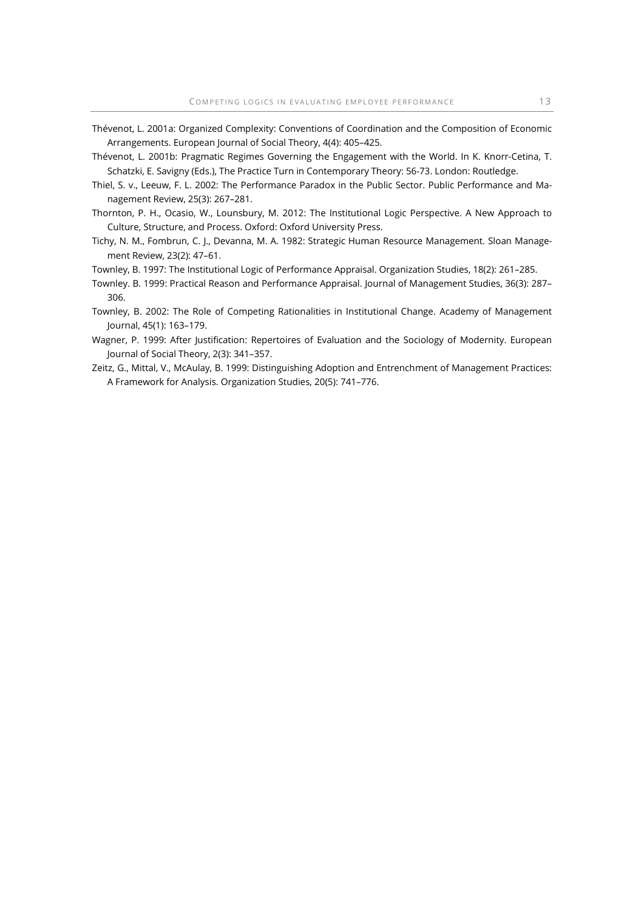Thévenot, L. 2001a: Organized Complexity: Conventions of Coordination and the Composition of Economic Arrangements. European Journal of Social Theory, 4(4): 405–425.

Thévenot, L. 2001b: Pragmatic Regimes Governing the Engagement with the World. In K. Knorr-Cetina, T. Schatzki, E. Savigny (Eds.), The Practice Turn in Contemporary Theory: 56-73. London: Routledge.

Thiel, S. v., Leeuw, F. L. 2002: The Performance Paradox in the Public Sector. Public Performance and Management Review, 25(3): 267–281.

Thornton, P. H., Ocasio, W., Lounsbury, M. 2012: The Institutional Logic Perspective. A New Approach to Culture, Structure, and Process. Oxford: Oxford University Press.

Tichy, N. M., Fombrun, C. J., Devanna, M. A. 1982: Strategic Human Resource Management. Sloan Management Review, 23(2): 47–61.

Townley, B. 1997: The Institutional Logic of Performance Appraisal. Organization Studies, 18(2): 261–285.

Townley. B. 1999: Practical Reason and Performance Appraisal. Journal of Management Studies, 36(3): 287–306.

Townley, B. 2002: The Role of Competing Rationalities in Institutional Change. Academy of Management Journal, 45(1): 163–179.

Wagner, P. 1999: After Justification: Repertoires of Evaluation and the Sociology of Modernity. European Journal of Social Theory, 2(3): 341–357.

Zeitz, G., Mittal, V., McAulay, B. 1999: Distinguishing Adoption and Entrenchment of Management Practices: A Framework for Analysis. Organization Studies, 20(5): 741–776.